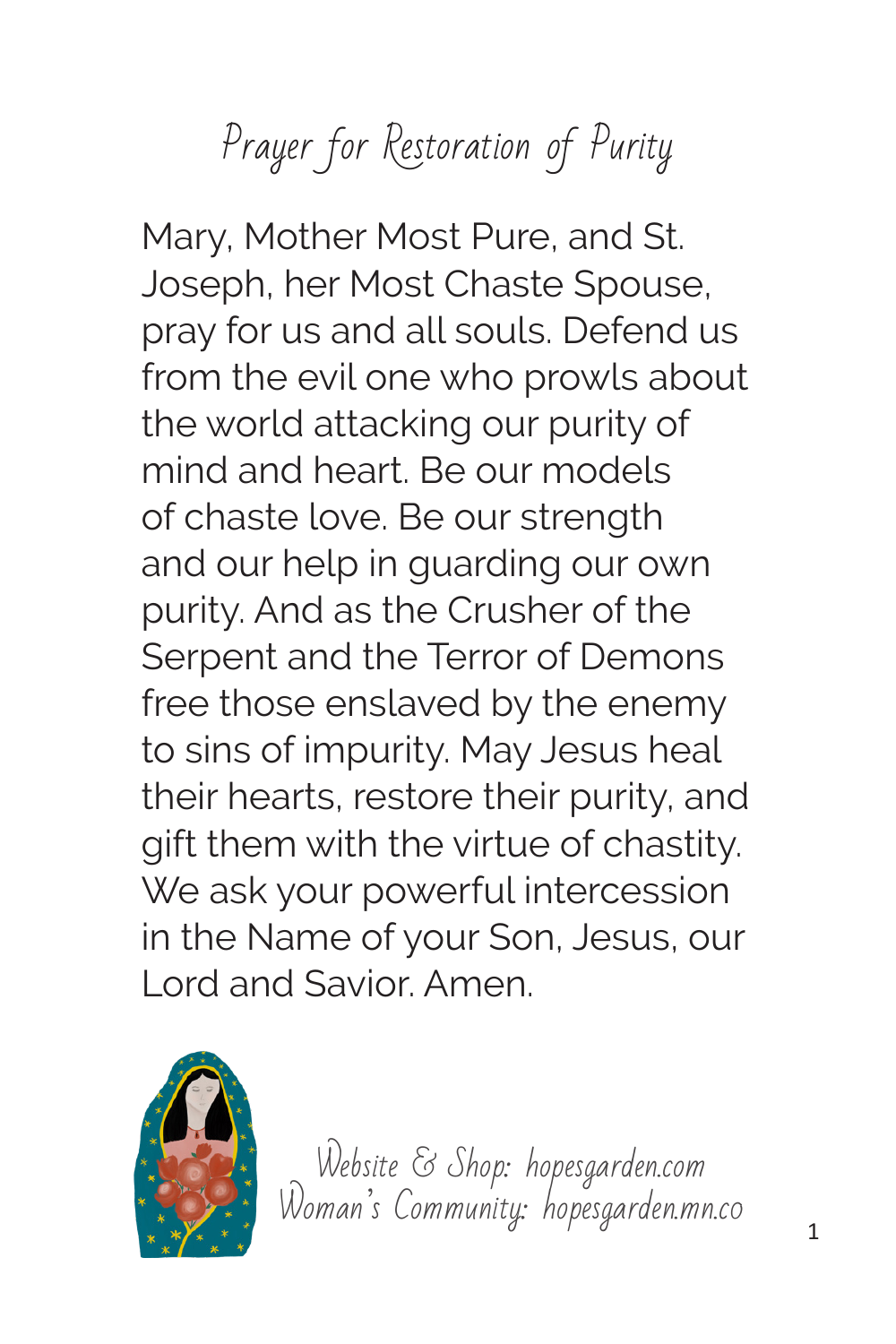# Prayer for Restoration of Purity

Mary, Mother Most Pure, and St. Joseph, her Most Chaste Spouse, pray for us and all souls. Defend us from the evil one who prowls about the world attacking our purity of mind and heart. Be our models of chaste love. Be our strength and our help in guarding our own purity. And as the Crusher of the Serpent and the Terror of Demons free those enslaved by the enemy to sins of impurity. May Jesus heal their hearts, restore their purity, and gift them with the virtue of chastity. We ask your powerful intercession in the Name of your Son, Jesus, our Lord and Savior. Amen.

Website & Shop: hopesgarden.com
Woman's Community: hopesgarden.mn.co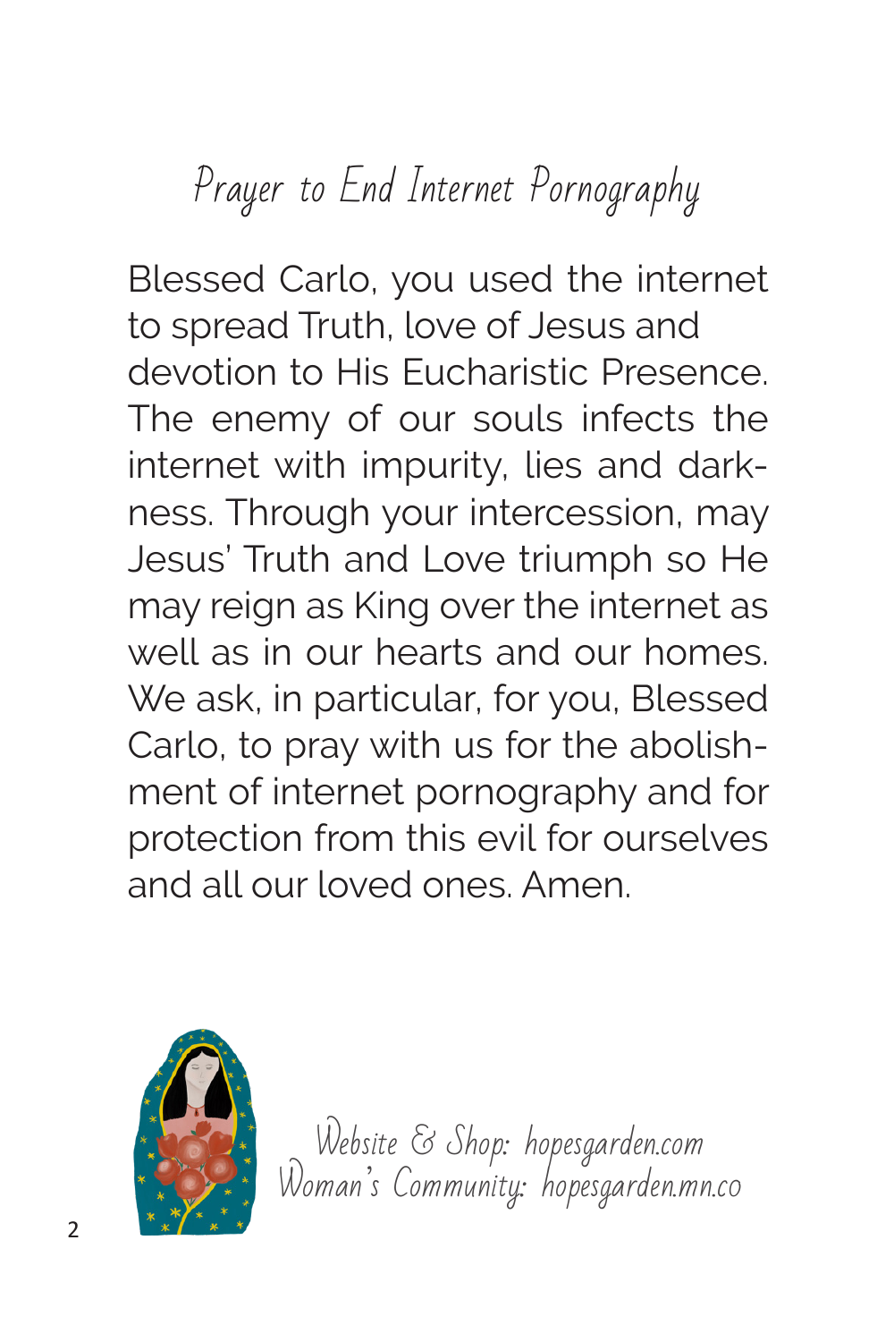# Prayer to End Internet Pornography

Blessed Carlo, you used the internet to spread Truth, love of Jesus and devotion to His Eucharistic Presence. The enemy of our souls infects the internet with impurity, lies and darkness. Through your intercession, may Jesus' Truth and Love triumph so He may reign as King over the internet as well as in our hearts and our homes. We ask, in particular, for you, Blessed Carlo, to pray with us for the abolishment of internet pornography and for protection from this evil for ourselves and all our loved ones. Amen.

Website & Shop: hopesgarden.com
Woman's Community: hopesgarden.mn.co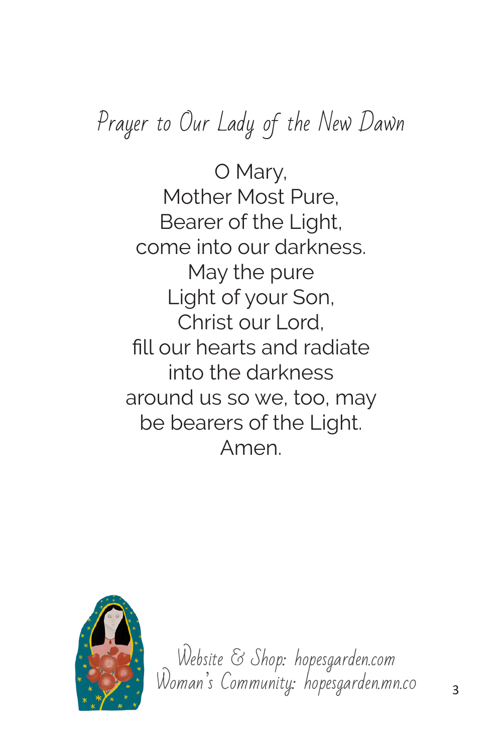# Prayer to Our Lady of the New Dawn

O Mary,
Mother Most Pure,
Bearer of the Light,
come into our darkness.
May the pure
Light of your Son,
Christ our Lord,
fill our hearts and radiate
into the darkness
around us so we, too, may
be bearers of the Light.
Amen.

Website & Shop: hopesgarden.com
Woman's Community: hopesgarden.mn.co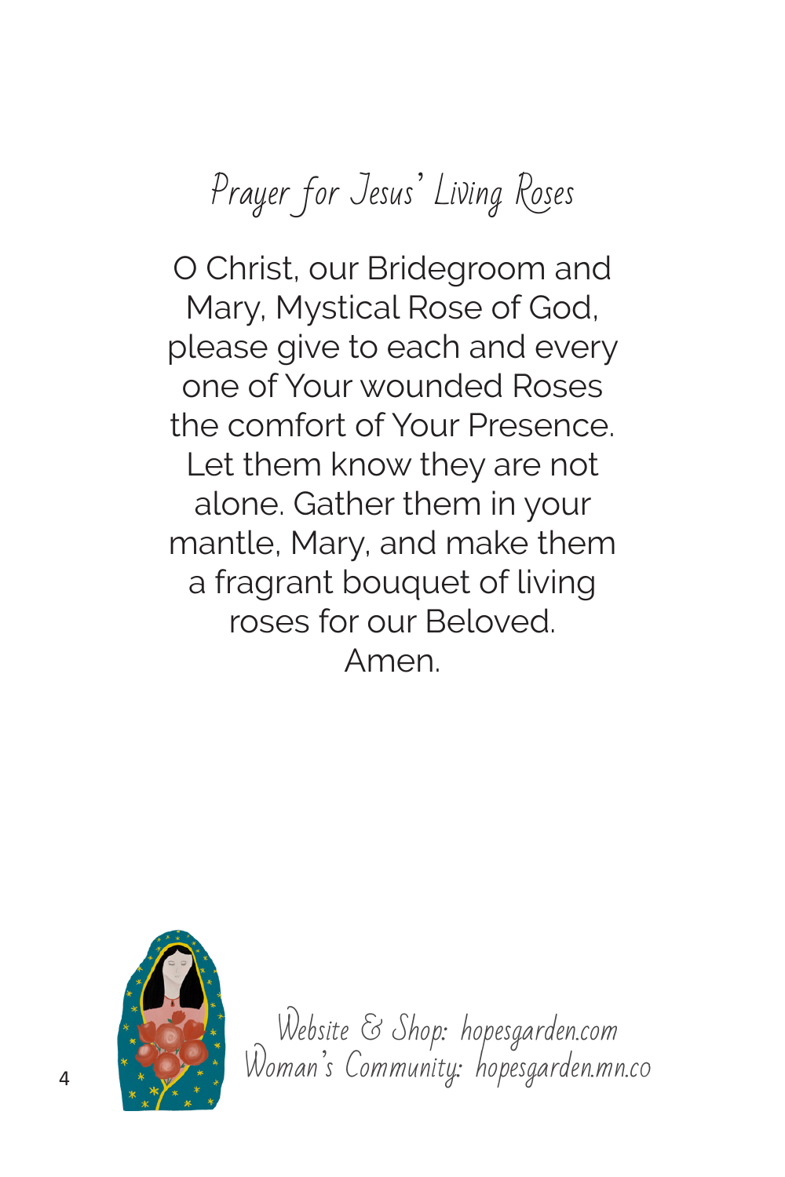# Prayer for Jesus' Living Roses

O Christ, our Bridegroom and Mary, Mystical Rose of God, please give to each and every one of Your wounded Roses the comfort of Your Presence. Let them know they are not alone. Gather them in your mantle, Mary, and make them a fragrant bouquet of living roses for our Beloved. Amen.

Website & Shop: hopesgarden.com
Woman's Community: hopesgarden.mn.co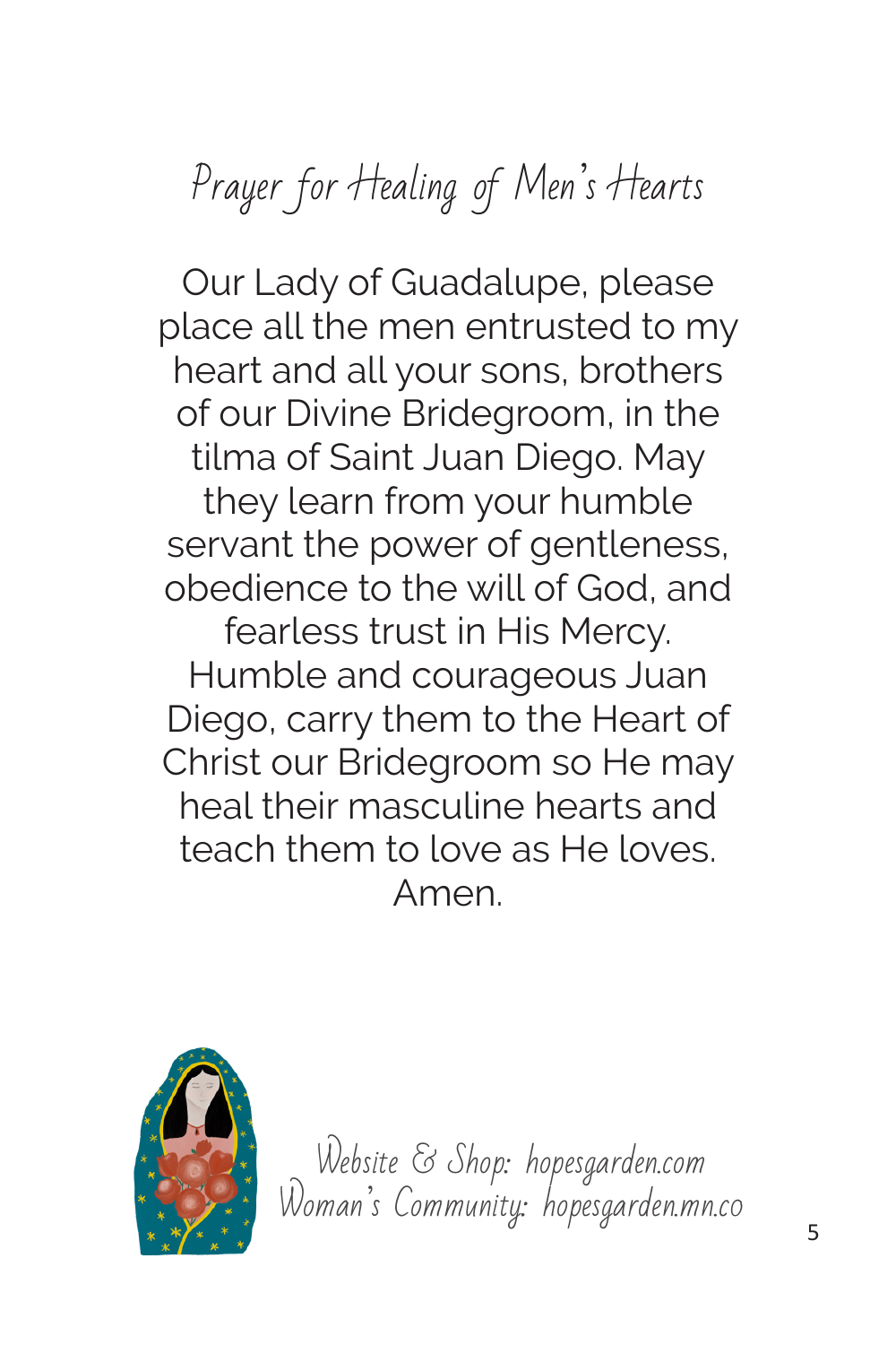# Prayer for Healing of Men's Hearts

Our Lady of Guadalupe, please place all the men entrusted to my heart and all your sons, brothers of our Divine Bridegroom, in the tilma of Saint Juan Diego. May they learn from your humble servant the power of gentleness, obedience to the will of God, and fearless trust in His Mercy. Humble and courageous Juan Diego, carry them to the Heart of Christ our Bridegroom so He may heal their masculine hearts and teach them to love as He loves. Amen.

Website & Shop: hopesgarden.com
Woman's Community: hopesgarden.mn.co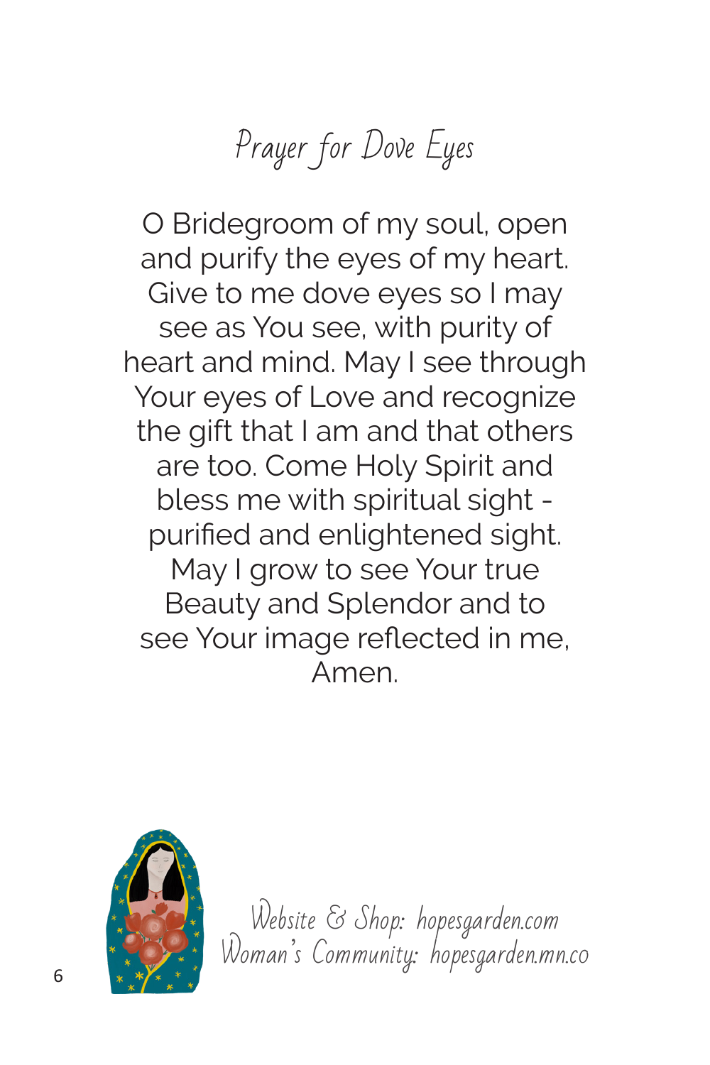# Prayer for Dove Eyes

O Bridegroom of my soul, open and purify the eyes of my heart. Give to me dove eyes so I may see as You see, with purity of heart and mind. May I see through Your eyes of Love and recognize the gift that I am and that others are too. Come Holy Spirit and bless me with spiritual sight - purified and enlightened sight. May I grow to see Your true Beauty and Splendor and to see Your image reflected in me, Amen.

Website & Shop: hopesgarden.com
Woman's Community: hopesgarden.mn.co